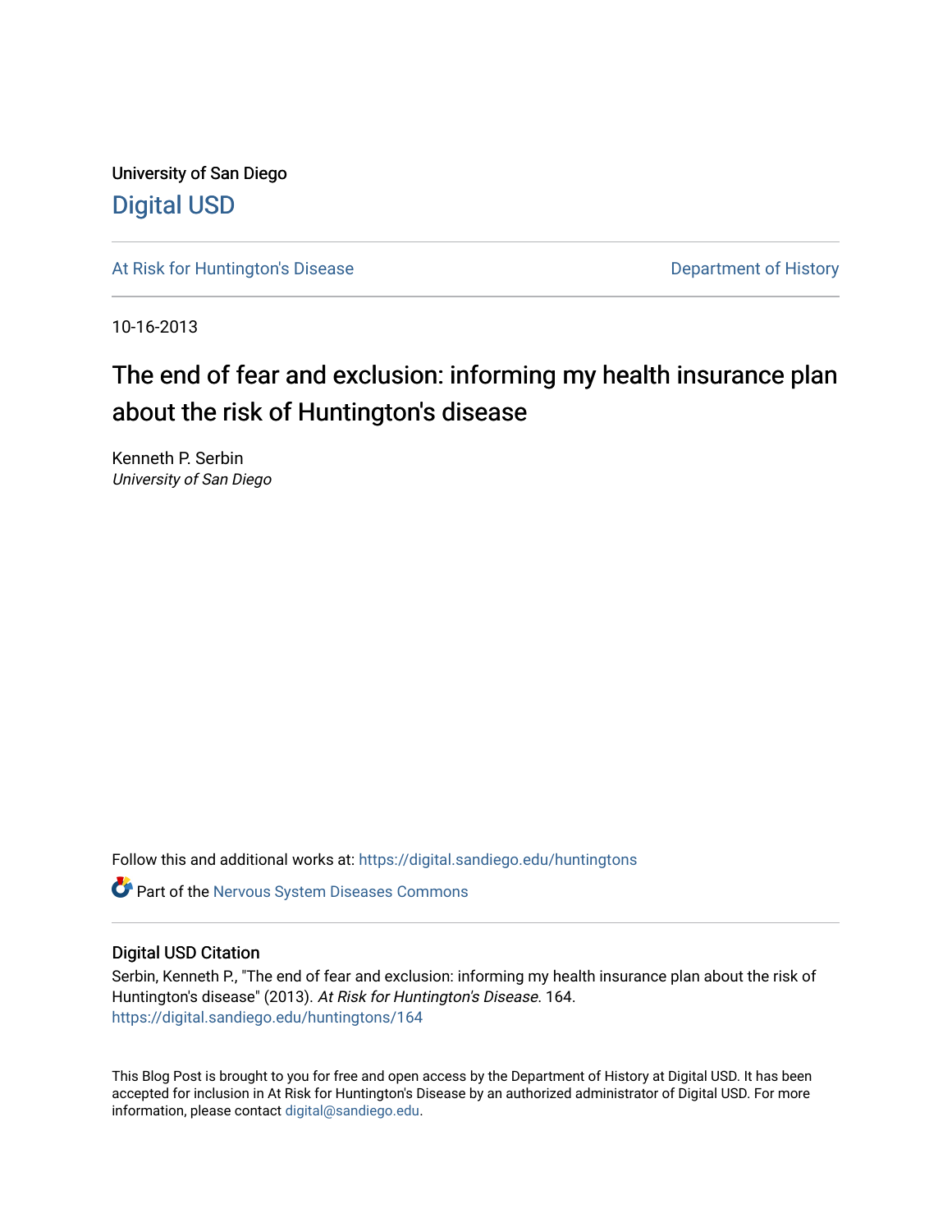University of San Diego

# Digital USD

At Risk for Huntington's Disease

Department of History

10-16-2013

# The end of fear and exclusion: informing my health insurance plan about the risk of Huntington's disease

Kenneth P. Serbin
*University of San Diego*

Follow this and additional works at: https://digital.sandiego.edu/huntingtons

Part of the Nervous System Diseases Commons

## Digital USD Citation

Serbin, Kenneth P., "The end of fear and exclusion: informing my health insurance plan about the risk of Huntington's disease" (2013). *At Risk for Huntington's Disease*. 164.
https://digital.sandiego.edu/huntingtons/164

This Blog Post is brought to you for free and open access by the Department of History at Digital USD. It has been accepted for inclusion in At Risk for Huntington's Disease by an authorized administrator of Digital USD. For more information, please contact digital@sandiego.edu.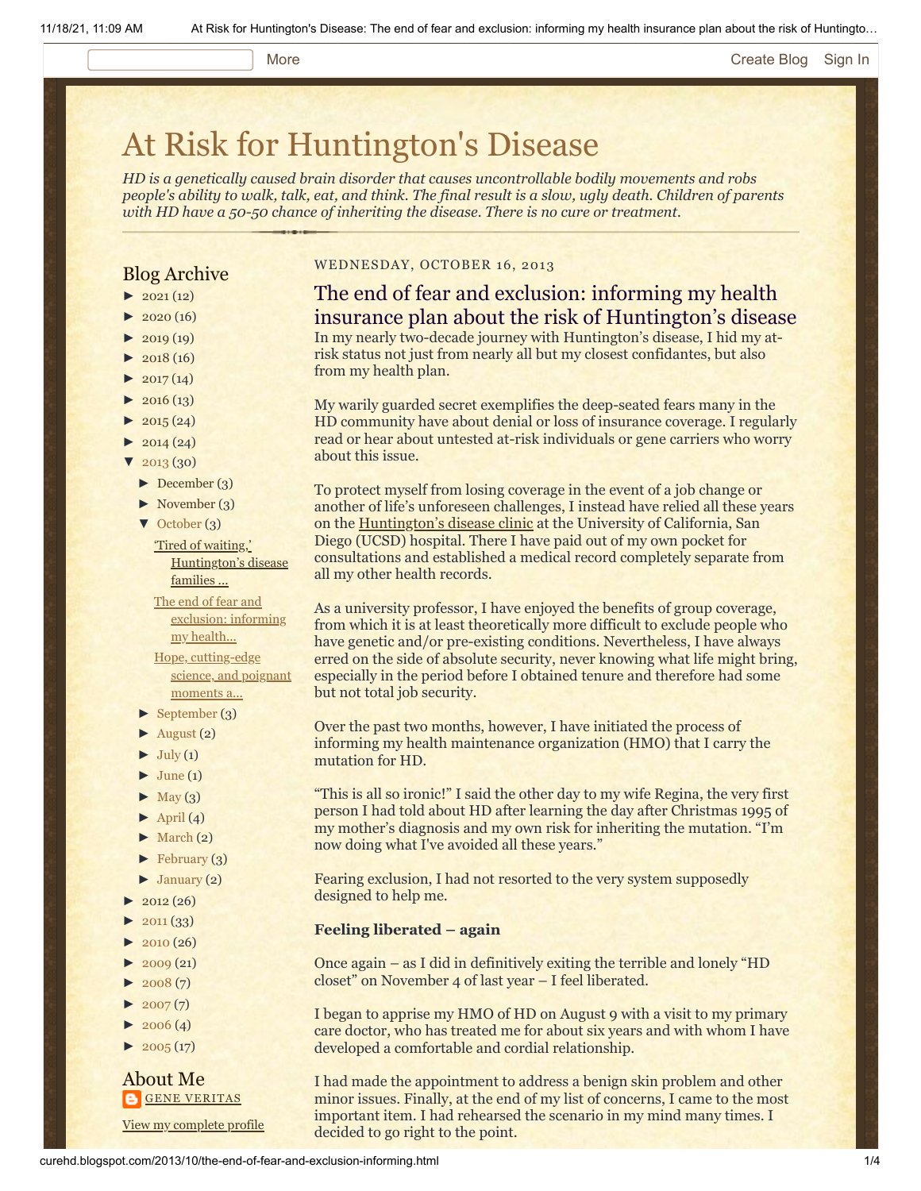# At Risk for Huntington's Disease

*HD is a genetically caused brain disorder that causes uncontrollable bodily movements and robs people's ability to walk, talk, eat, and think. The final result is a slow, ugly death. Children of parents with HD have a 50-50 chance of inheriting the disease. There is no cure or treatment.*

## Blog Archive

- ► 2021 (12)
- ► 2020 (16)
- ► 2019 (19)
- ► 2018 (16)
- ► 2017 (14)
- ► 2016 (13)
- ► 2015 (24)
- ► 2014 (24)
- ▼ 2013 (30)
  - ► December (3)
  - ► November (3)
  - ▼ October (3)
    - 'Tired of waiting,' Huntington's disease families ...
    - The end of fear and exclusion: informing my health...
    - Hope, cutting-edge science, and poignant moments a...
  - ► September (3)
  - ► August (2)
  - ► July (1)
  - ► June (1)
  - ► May (3)
  - ► April (4)
  - ► March (2)
  - ► February (3)
  - ► January (2)
- ► 2012 (26)
- ► 2011 (33)
- ► 2010 (26)
- ► 2009 (21)
- ► 2008 (7)
- ► 2007 (7)
- ► 2006 (4)
- ► 2005 (17)

## About Me

GENE VERITAS

View my complete profile

WEDNESDAY, OCTOBER 16, 2013

## The end of fear and exclusion: informing my health insurance plan about the risk of Huntington's disease

In my nearly two-decade journey with Huntington's disease, I hid my at-risk status not just from nearly all but my closest confidantes, but also from my health plan.

My warily guarded secret exemplifies the deep-seated fears many in the HD community have about denial or loss of insurance coverage. I regularly read or hear about untested at-risk individuals or gene carriers who worry about this issue.

To protect myself from losing coverage in the event of a job change or another of life's unforeseen challenges, I instead have relied all these years on the Huntington's disease clinic at the University of California, San Diego (UCSD) hospital. There I have paid out of my own pocket for consultations and established a medical record completely separate from all my other health records.

As a university professor, I have enjoyed the benefits of group coverage, from which it is at least theoretically more difficult to exclude people who have genetic and/or pre-existing conditions. Nevertheless, I have always erred on the side of absolute security, never knowing what life might bring, especially in the period before I obtained tenure and therefore had some but not total job security.

Over the past two months, however, I have initiated the process of informing my health maintenance organization (HMO) that I carry the mutation for HD.

"This is all so ironic!" I said the other day to my wife Regina, the very first person I had told about HD after learning the day after Christmas 1995 of my mother's diagnosis and my own risk for inheriting the mutation. "I'm now doing what I've avoided all these years."

Fearing exclusion, I had not resorted to the very system supposedly designed to help me.

**Feeling liberated – again**

Once again – as I did in definitively exiting the terrible and lonely "HD closet" on November 4 of last year – I feel liberated.

I began to apprise my HMO of HD on August 9 with a visit to my primary care doctor, who has treated me for about six years and with whom I have developed a comfortable and cordial relationship.

I had made the appointment to address a benign skin problem and other minor issues. Finally, at the end of my list of concerns, I came to the most important item. I had rehearsed the scenario in my mind many times. I decided to go right to the point.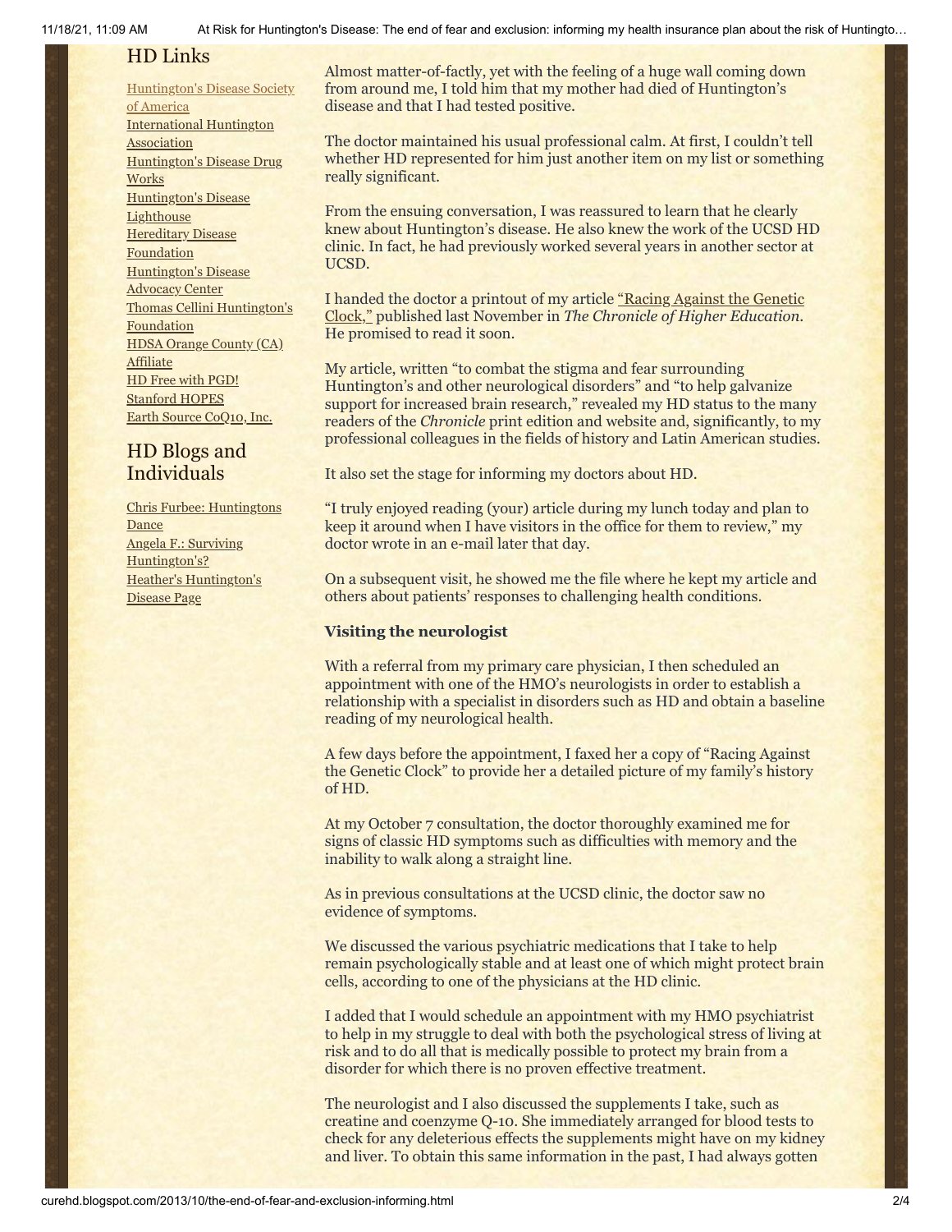## HD Links

[Huntington's Disease Society of America]
[International Huntington Association]
[Huntington's Disease Drug Works]
[Huntington's Disease Lighthouse]
[Hereditary Disease Foundation]
[Huntington's Disease Advocacy Center]
[Thomas Cellini Huntington's Foundation]
[HDSA Orange County (CA) Affiliate]
[HD Free with PGD!]
[Stanford HOPES]
[Earth Source CoQ10, Inc.]

## HD Blogs and Individuals

[Chris Furbee: Huntingtons Dance]
[Angela F.: Surviving Huntington's?]
[Heather's Huntington's Disease Page]

Almost matter-of-factly, yet with the feeling of a huge wall coming down from around me, I told him that my mother had died of Huntington's disease and that I had tested positive.

The doctor maintained his usual professional calm. At first, I couldn't tell whether HD represented for him just another item on my list or something really significant.

From the ensuing conversation, I was reassured to learn that he clearly knew about Huntington's disease. He also knew the work of the UCSD HD clinic. In fact, he had previously worked several years in another sector at UCSD.

I handed the doctor a printout of my article "Racing Against the Genetic Clock," published last November in *The Chronicle of Higher Education*. He promised to read it soon.

My article, written "to combat the stigma and fear surrounding Huntington's and other neurological disorders" and "to help galvanize support for increased brain research," revealed my HD status to the many readers of the *Chronicle* print edition and website and, significantly, to my professional colleagues in the fields of history and Latin American studies.

It also set the stage for informing my doctors about HD.

"I truly enjoyed reading (your) article during my lunch today and plan to keep it around when I have visitors in the office for them to review," my doctor wrote in an e-mail later that day.

On a subsequent visit, he showed me the file where he kept my article and others about patients' responses to challenging health conditions.

**Visiting the neurologist**

With a referral from my primary care physician, I then scheduled an appointment with one of the HMO's neurologists in order to establish a relationship with a specialist in disorders such as HD and obtain a baseline reading of my neurological health.

A few days before the appointment, I faxed her a copy of "Racing Against the Genetic Clock" to provide her a detailed picture of my family's history of HD.

At my October 7 consultation, the doctor thoroughly examined me for signs of classic HD symptoms such as difficulties with memory and the inability to walk along a straight line.

As in previous consultations at the UCSD clinic, the doctor saw no evidence of symptoms.

We discussed the various psychiatric medications that I take to help remain psychologically stable and at least one of which might protect brain cells, according to one of the physicians at the HD clinic.

I added that I would schedule an appointment with my HMO psychiatrist to help in my struggle to deal with both the psychological stress of living at risk and to do all that is medically possible to protect my brain from a disorder for which there is no proven effective treatment.

The neurologist and I also discussed the supplements I take, such as creatine and coenzyme Q-10. She immediately arranged for blood tests to check for any deleterious effects the supplements might have on my kidney and liver. To obtain this same information in the past, I had always gotten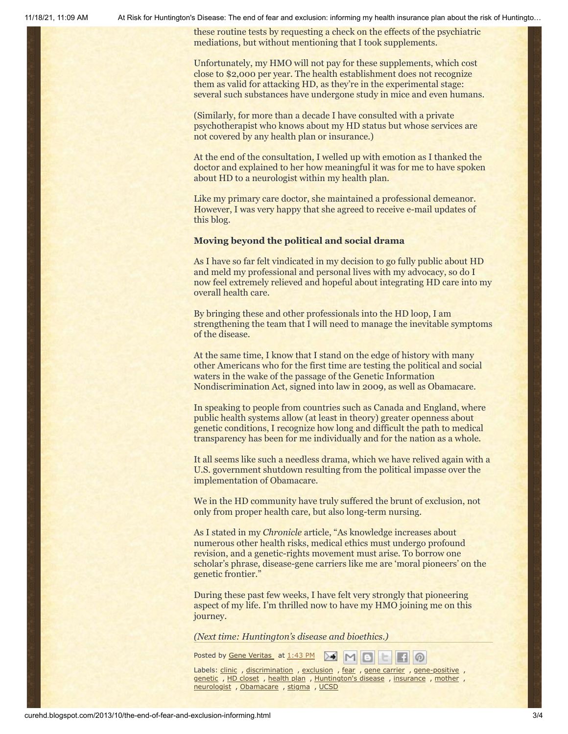these routine tests by requesting a check on the effects of the psychiatric mediations, but without mentioning that I took supplements.

Unfortunately, my HMO will not pay for these supplements, which cost close to $2,000 per year. The health establishment does not recognize them as valid for attacking HD, as they're in the experimental stage: several such substances have undergone study in mice and even humans.

(Similarly, for more than a decade I have consulted with a private psychotherapist who knows about my HD status but whose services are not covered by any health plan or insurance.)

At the end of the consultation, I welled up with emotion as I thanked the doctor and explained to her how meaningful it was for me to have spoken about HD to a neurologist within my health plan.

Like my primary care doctor, she maintained a professional demeanor. However, I was very happy that she agreed to receive e-mail updates of this blog.

**Moving beyond the political and social drama**

As I have so far felt vindicated in my decision to go fully public about HD and meld my professional and personal lives with my advocacy, so do I now feel extremely relieved and hopeful about integrating HD care into my overall health care.

By bringing these and other professionals into the HD loop, I am strengthening the team that I will need to manage the inevitable symptoms of the disease.

At the same time, I know that I stand on the edge of history with many other Americans who for the first time are testing the political and social waters in the wake of the passage of the Genetic Information Nondiscrimination Act, signed into law in 2009, as well as Obamacare.

In speaking to people from countries such as Canada and England, where public health systems allow (at least in theory) greater openness about genetic conditions, I recognize how long and difficult the path to medical transparency has been for me individually and for the nation as a whole.

It all seems like such a needless drama, which we have relived again with a U.S. government shutdown resulting from the political impasse over the implementation of Obamacare.

We in the HD community have truly suffered the brunt of exclusion, not only from proper health care, but also long-term nursing.

As I stated in my *Chronicle* article, "As knowledge increases about numerous other health risks, medical ethics must undergo profound revision, and a genetic-rights movement must arise. To borrow one scholar's phrase, disease-gene carriers like me are 'moral pioneers' on the genetic frontier."

During these past few weeks, I have felt very strongly that pioneering aspect of my life. I'm thrilled now to have my HMO joining me on this journey.

*(Next time: Huntington's disease and bioethics.)*

Posted by Gene Veritas at 1:43 PM

Labels: clinic , discrimination , exclusion , fear , gene carrier , gene-positive , genetic , HD closet , health plan , Huntington's disease , insurance , mother , neurologist , Obamacare , stigma , UCSD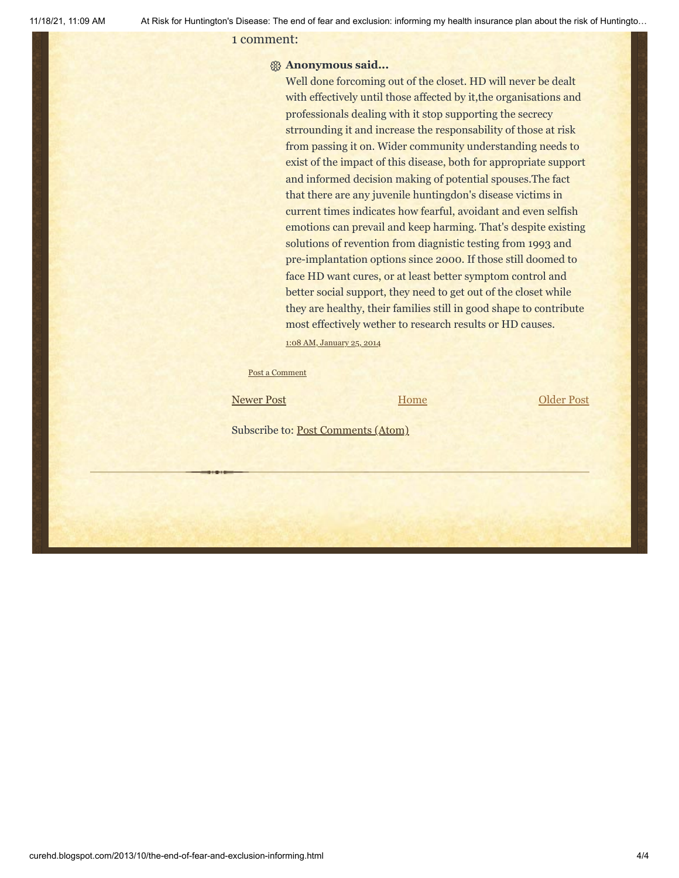1 comment:

**Anonymous said...**

Well done forcoming out of the closet. HD will never be dealt with effectively until those affected by it,the organisations and professionals dealing with it stop supporting the secrecy strrounding it and increase the responsability of those at risk from passing it on. Wider community understanding needs to exist of the impact of this disease, both for appropriate support and informed decision making of potential spouses.The fact that there are any juvenile huntingdon's disease victims in current times indicates how fearful, avoidant and even selfish emotions can prevail and keep harming. That's despite existing solutions of revention from diagnistic testing from 1993 and pre-implantation options since 2000. If those still doomed to face HD want cures, or at least better symptom control and better social support, they need to get out of the closet while they are healthy, their families still in good shape to contribute most effectively wether to research results or HD causes.

1:08 AM, January 25, 2014

Post a Comment

Newer Post    Home    Older Post

Subscribe to: Post Comments (Atom)